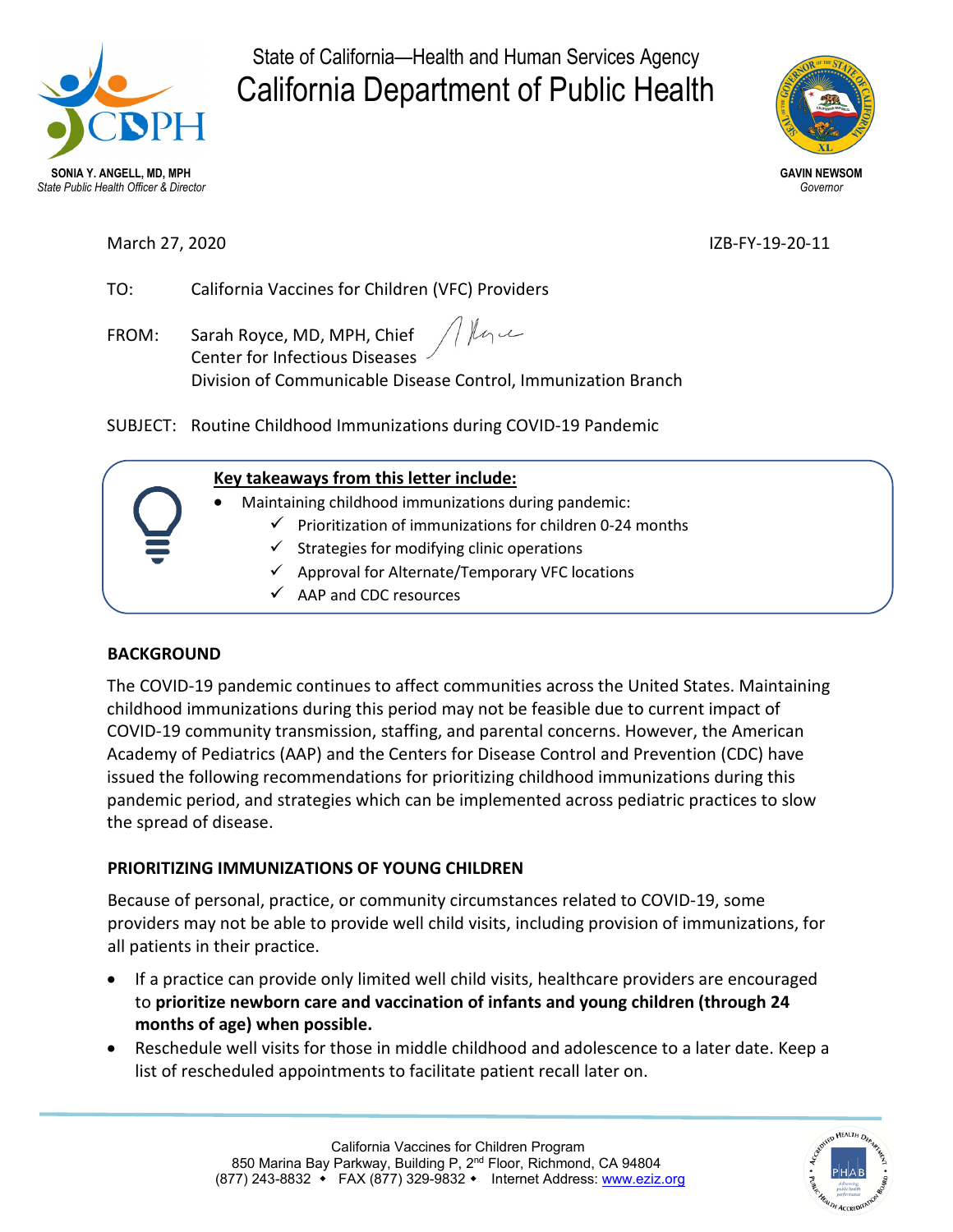State of California—Health and Human Services Agency

# California Department of Public Health

**SONIA Y. ANGELL, MD, MPH**
*State Public Health Officer & Director*

**GAVIN NEWSOM**
*Governor*

March 27, 2020

IZB-FY-19-20-11

TO: California Vaccines for Children (VFC) Providers

FROM: Sarah Royce, MD, MPH, Chief
Center for Infectious Diseases
Division of Communicable Disease Control, Immunization Branch

SUBJECT: Routine Childhood Immunizations during COVID-19 Pandemic

**Key takeaways from this letter include:**

- Maintaining childhood immunizations during pandemic:
  - ✓ Prioritization of immunizations for children 0-24 months
  - ✓ Strategies for modifying clinic operations
  - ✓ Approval for Alternate/Temporary VFC locations
  - ✓ AAP and CDC resources

## BACKGROUND

The COVID-19 pandemic continues to affect communities across the United States. Maintaining childhood immunizations during this period may not be feasible due to current impact of COVID-19 community transmission, staffing, and parental concerns. However, the American Academy of Pediatrics (AAP) and the Centers for Disease Control and Prevention (CDC) have issued the following recommendations for prioritizing childhood immunizations during this pandemic period, and strategies which can be implemented across pediatric practices to slow the spread of disease.

## PRIORITIZING IMMUNIZATIONS OF YOUNG CHILDREN

Because of personal, practice, or community circumstances related to COVID-19, some providers may not be able to provide well child visits, including provision of immunizations, for all patients in their practice.

- If a practice can provide only limited well child visits, healthcare providers are encouraged to **prioritize newborn care and vaccination of infants and young children (through 24 months of age) when possible.**
- Reschedule well visits for those in middle childhood and adolescence to a later date. Keep a list of rescheduled appointments to facilitate patient recall later on.

California Vaccines for Children Program
850 Marina Bay Parkway, Building P, 2nd Floor, Richmond, CA 94804
(877) 243-8832 ◆ FAX (877) 329-9832 ◆ Internet Address: www.eziz.org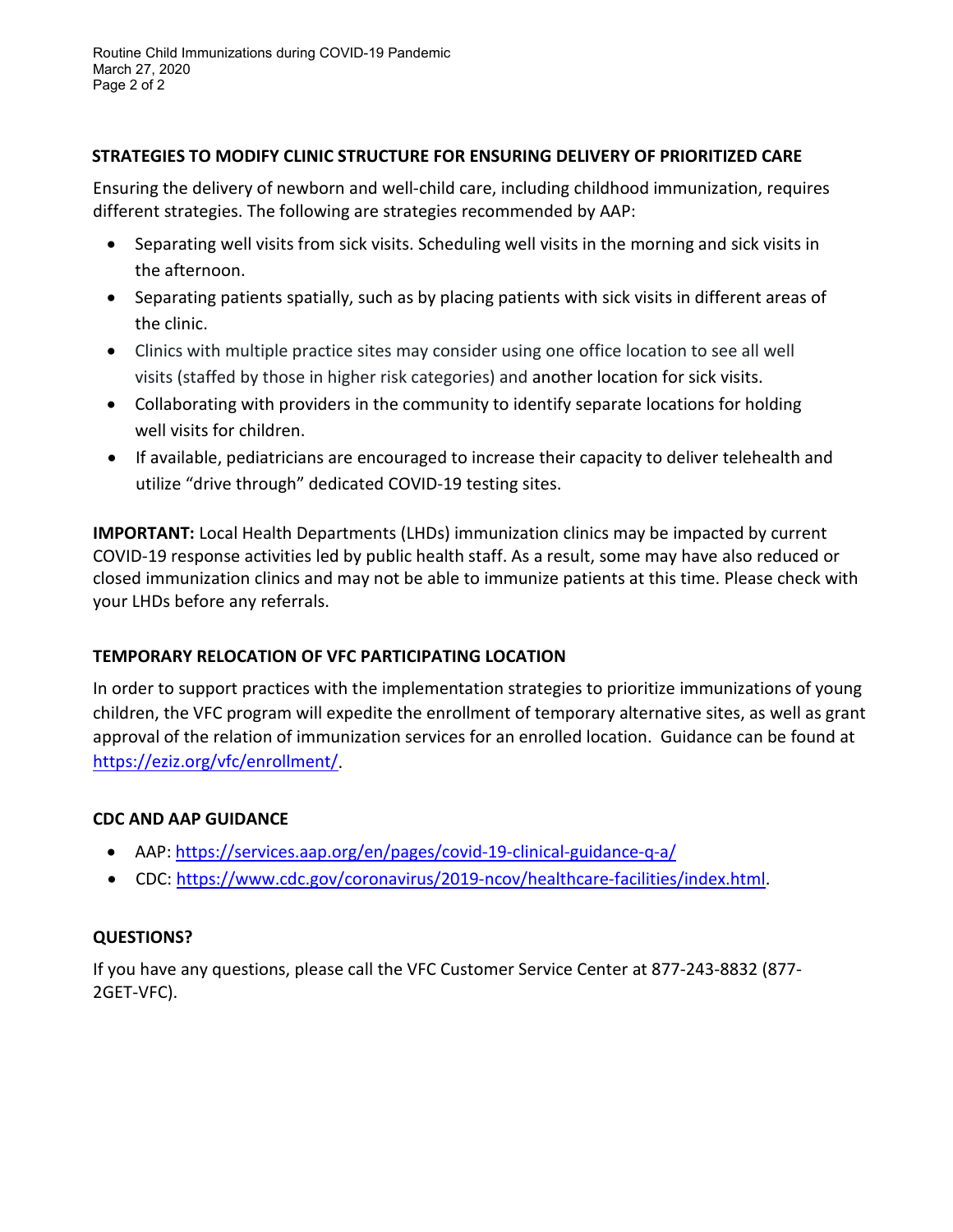## STRATEGIES TO MODIFY CLINIC STRUCTURE FOR ENSURING DELIVERY OF PRIORITIZED CARE

Ensuring the delivery of newborn and well-child care, including childhood immunization, requires different strategies. The following are strategies recommended by AAP:

- Separating well visits from sick visits. Scheduling well visits in the morning and sick visits in the afternoon.
- Separating patients spatially, such as by placing patients with sick visits in different areas of the clinic.
- Clinics with multiple practice sites may consider using one office location to see all well visits (staffed by those in higher risk categories) and another location for sick visits.
- Collaborating with providers in the community to identify separate locations for holding well visits for children.
- If available, pediatricians are encouraged to increase their capacity to deliver telehealth and utilize "drive through" dedicated COVID-19 testing sites.

**IMPORTANT:** Local Health Departments (LHDs) immunization clinics may be impacted by current COVID-19 response activities led by public health staff. As a result, some may have also reduced or closed immunization clinics and may not be able to immunize patients at this time. Please check with your LHDs before any referrals.

## TEMPORARY RELOCATION OF VFC PARTICIPATING LOCATION

In order to support practices with the implementation strategies to prioritize immunizations of young children, the VFC program will expedite the enrollment of temporary alternative sites, as well as grant approval of the relation of immunization services for an enrolled location. Guidance can be found at https://eziz.org/vfc/enrollment/.

## CDC AND AAP GUIDANCE

- AAP: https://services.aap.org/en/pages/covid-19-clinical-guidance-q-a/
- CDC: https://www.cdc.gov/coronavirus/2019-ncov/healthcare-facilities/index.html.

## QUESTIONS?

If you have any questions, please call the VFC Customer Service Center at 877-243-8832 (877-2GET-VFC).